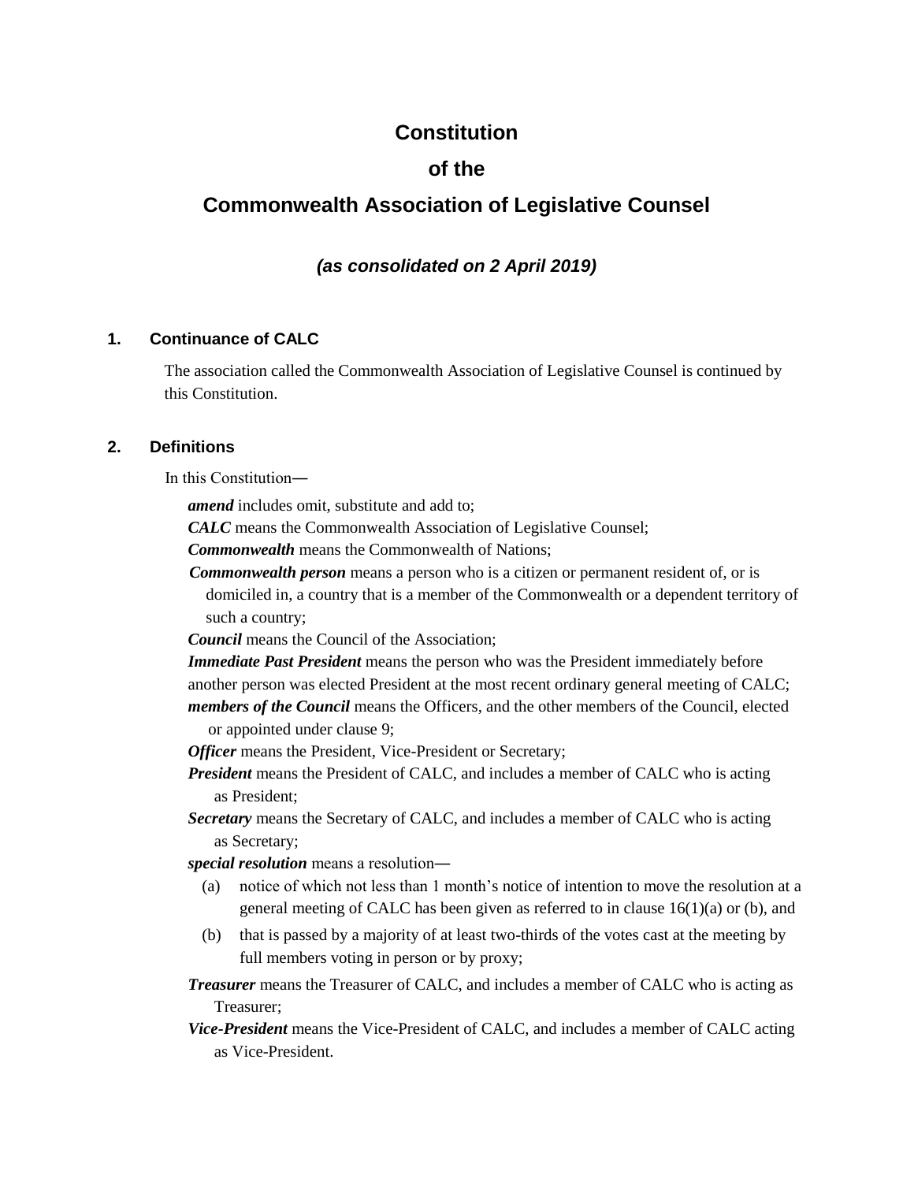# Constitution

# of the

# Commonwealth Association of Legislative Counsel

***(as consolidated on 2 April 2019)***

## 1. Continuance of CALC

The association called the Commonwealth Association of Legislative Counsel is continued by this Constitution.

## 2. Definitions

In this Constitution—

***amend*** includes omit, substitute and add to;

***CALC*** means the Commonwealth Association of Legislative Counsel;

***Commonwealth*** means the Commonwealth of Nations;

***Commonwealth person*** means a person who is a citizen or permanent resident of, or is domiciled in, a country that is a member of the Commonwealth or a dependent territory of such a country;

***Council*** means the Council of the Association;

***Immediate Past President*** means the person who was the President immediately before another person was elected President at the most recent ordinary general meeting of CALC;

***members of the Council*** means the Officers, and the other members of the Council, elected or appointed under clause 9;

***Officer*** means the President, Vice-President or Secretary;

***President*** means the President of CALC, and includes a member of CALC who is acting as President;

***Secretary*** means the Secretary of CALC, and includes a member of CALC who is acting as Secretary;

***special resolution*** means a resolution—

(a) notice of which not less than 1 month's notice of intention to move the resolution at a general meeting of CALC has been given as referred to in clause 16(1)(a) or (b), and

(b) that is passed by a majority of at least two-thirds of the votes cast at the meeting by full members voting in person or by proxy;

***Treasurer*** means the Treasurer of CALC, and includes a member of CALC who is acting as Treasurer;

***Vice-President*** means the Vice-President of CALC, and includes a member of CALC acting as Vice-President.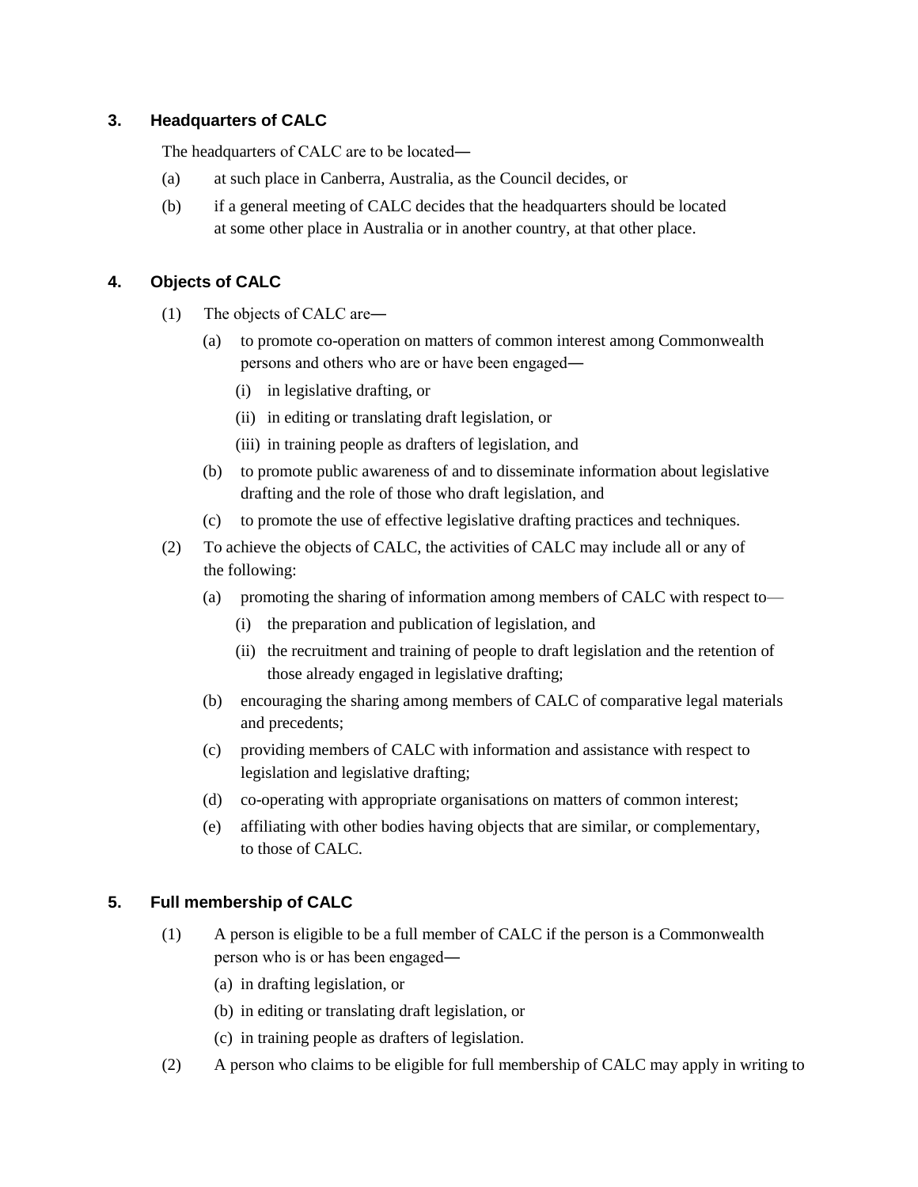### 3. Headquarters of CALC

The headquarters of CALC are to be located―

(a) at such place in Canberra, Australia, as the Council decides, or

(b) if a general meeting of CALC decides that the headquarters should be located at some other place in Australia or in another country, at that other place.

### 4. Objects of CALC

(1) The objects of CALC are―

- (a) to promote co-operation on matters of common interest among Commonwealth persons and others who are or have been engaged―
  - (i) in legislative drafting, or
  - (ii) in editing or translating draft legislation, or
  - (iii) in training people as drafters of legislation, and
- (b) to promote public awareness of and to disseminate information about legislative drafting and the role of those who draft legislation, and
- (c) to promote the use of effective legislative drafting practices and techniques.

(2) To achieve the objects of CALC, the activities of CALC may include all or any of the following:

- (a) promoting the sharing of information among members of CALC with respect to—
  - (i) the preparation and publication of legislation, and
  - (ii) the recruitment and training of people to draft legislation and the retention of those already engaged in legislative drafting;
- (b) encouraging the sharing among members of CALC of comparative legal materials and precedents;
- (c) providing members of CALC with information and assistance with respect to legislation and legislative drafting;
- (d) co-operating with appropriate organisations on matters of common interest;
- (e) affiliating with other bodies having objects that are similar, or complementary, to those of CALC.

### 5. Full membership of CALC

(1) A person is eligible to be a full member of CALC if the person is a Commonwealth person who is or has been engaged―

- (a) in drafting legislation, or
- (b) in editing or translating draft legislation, or
- (c) in training people as drafters of legislation.

(2) A person who claims to be eligible for full membership of CALC may apply in writing to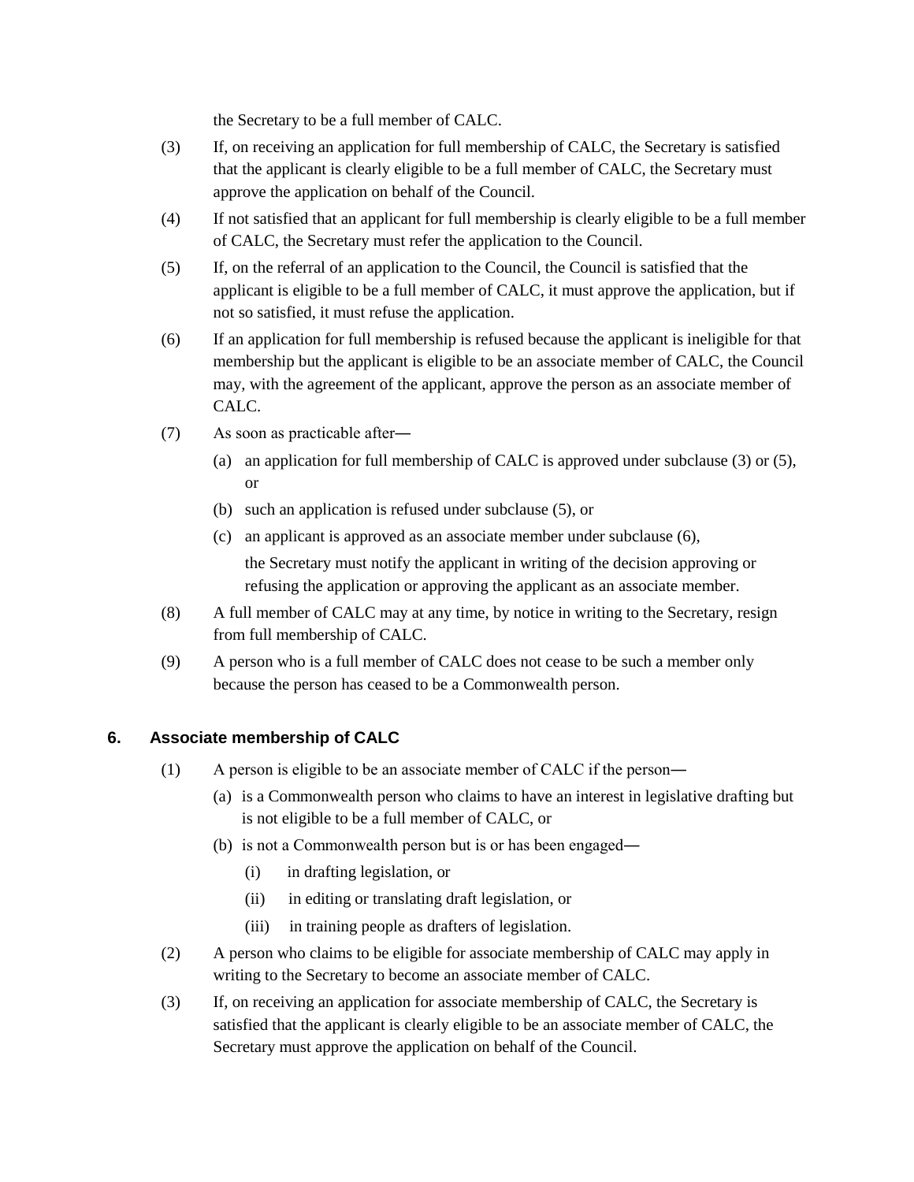the Secretary to be a full member of CALC.

(3) If, on receiving an application for full membership of CALC, the Secretary is satisfied that the applicant is clearly eligible to be a full member of CALC, the Secretary must approve the application on behalf of the Council.

(4) If not satisfied that an applicant for full membership is clearly eligible to be a full member of CALC, the Secretary must refer the application to the Council.

(5) If, on the referral of an application to the Council, the Council is satisfied that the applicant is eligible to be a full member of CALC, it must approve the application, but if not so satisfied, it must refuse the application.

(6) If an application for full membership is refused because the applicant is ineligible for that membership but the applicant is eligible to be an associate member of CALC, the Council may, with the agreement of the applicant, approve the person as an associate member of CALC.

(7) As soon as practicable after—

(a) an application for full membership of CALC is approved under subclause (3) or (5), or

(b) such an application is refused under subclause (5), or

(c) an applicant is approved as an associate member under subclause (6),

the Secretary must notify the applicant in writing of the decision approving or refusing the application or approving the applicant as an associate member.

(8) A full member of CALC may at any time, by notice in writing to the Secretary, resign from full membership of CALC.

(9) A person who is a full member of CALC does not cease to be such a member only because the person has ceased to be a Commonwealth person.

### 6. Associate membership of CALC

(1) A person is eligible to be an associate member of CALC if the person—

(a) is a Commonwealth person who claims to have an interest in legislative drafting but is not eligible to be a full member of CALC, or

(b) is not a Commonwealth person but is or has been engaged—

(i) in drafting legislation, or

(ii) in editing or translating draft legislation, or

(iii) in training people as drafters of legislation.

(2) A person who claims to be eligible for associate membership of CALC may apply in writing to the Secretary to become an associate member of CALC.

(3) If, on receiving an application for associate membership of CALC, the Secretary is satisfied that the applicant is clearly eligible to be an associate member of CALC, the Secretary must approve the application on behalf of the Council.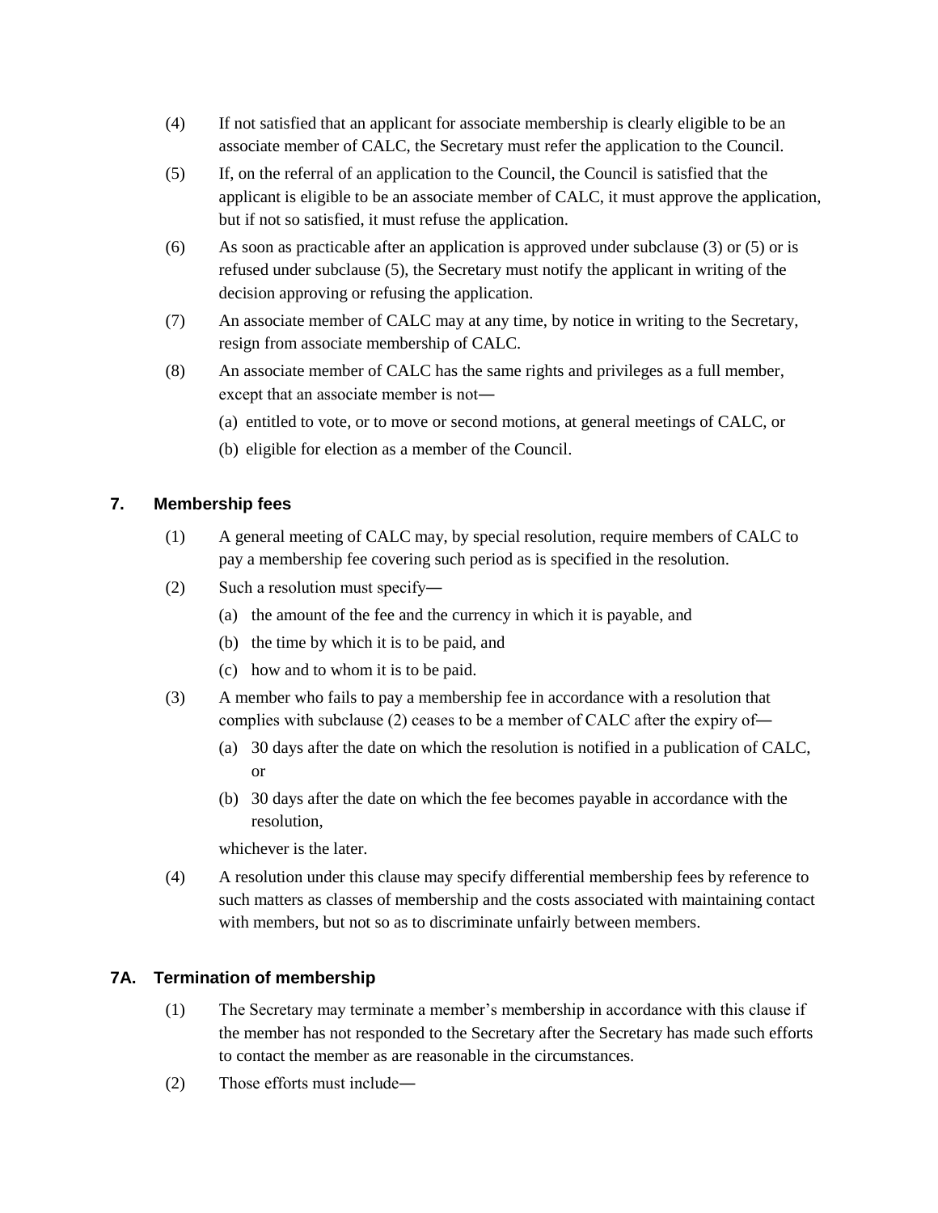(4) If not satisfied that an applicant for associate membership is clearly eligible to be an associate member of CALC, the Secretary must refer the application to the Council.

(5) If, on the referral of an application to the Council, the Council is satisfied that the applicant is eligible to be an associate member of CALC, it must approve the application, but if not so satisfied, it must refuse the application.

(6) As soon as practicable after an application is approved under subclause (3) or (5) or is refused under subclause (5), the Secretary must notify the applicant in writing of the decision approving or refusing the application.

(7) An associate member of CALC may at any time, by notice in writing to the Secretary, resign from associate membership of CALC.

(8) An associate member of CALC has the same rights and privileges as a full member, except that an associate member is not—

(a) entitled to vote, or to move or second motions, at general meetings of CALC, or

(b) eligible for election as a member of the Council.

### 7. Membership fees

(1) A general meeting of CALC may, by special resolution, require members of CALC to pay a membership fee covering such period as is specified in the resolution.

(2) Such a resolution must specify—

(a) the amount of the fee and the currency in which it is payable, and

(b) the time by which it is to be paid, and

(c) how and to whom it is to be paid.

(3) A member who fails to pay a membership fee in accordance with a resolution that complies with subclause (2) ceases to be a member of CALC after the expiry of—

(a) 30 days after the date on which the resolution is notified in a publication of CALC, or

(b) 30 days after the date on which the fee becomes payable in accordance with the resolution,

whichever is the later.

(4) A resolution under this clause may specify differential membership fees by reference to such matters as classes of membership and the costs associated with maintaining contact with members, but not so as to discriminate unfairly between members.

### 7A. Termination of membership

(1) The Secretary may terminate a member's membership in accordance with this clause if the member has not responded to the Secretary after the Secretary has made such efforts to contact the member as are reasonable in the circumstances.

(2) Those efforts must include—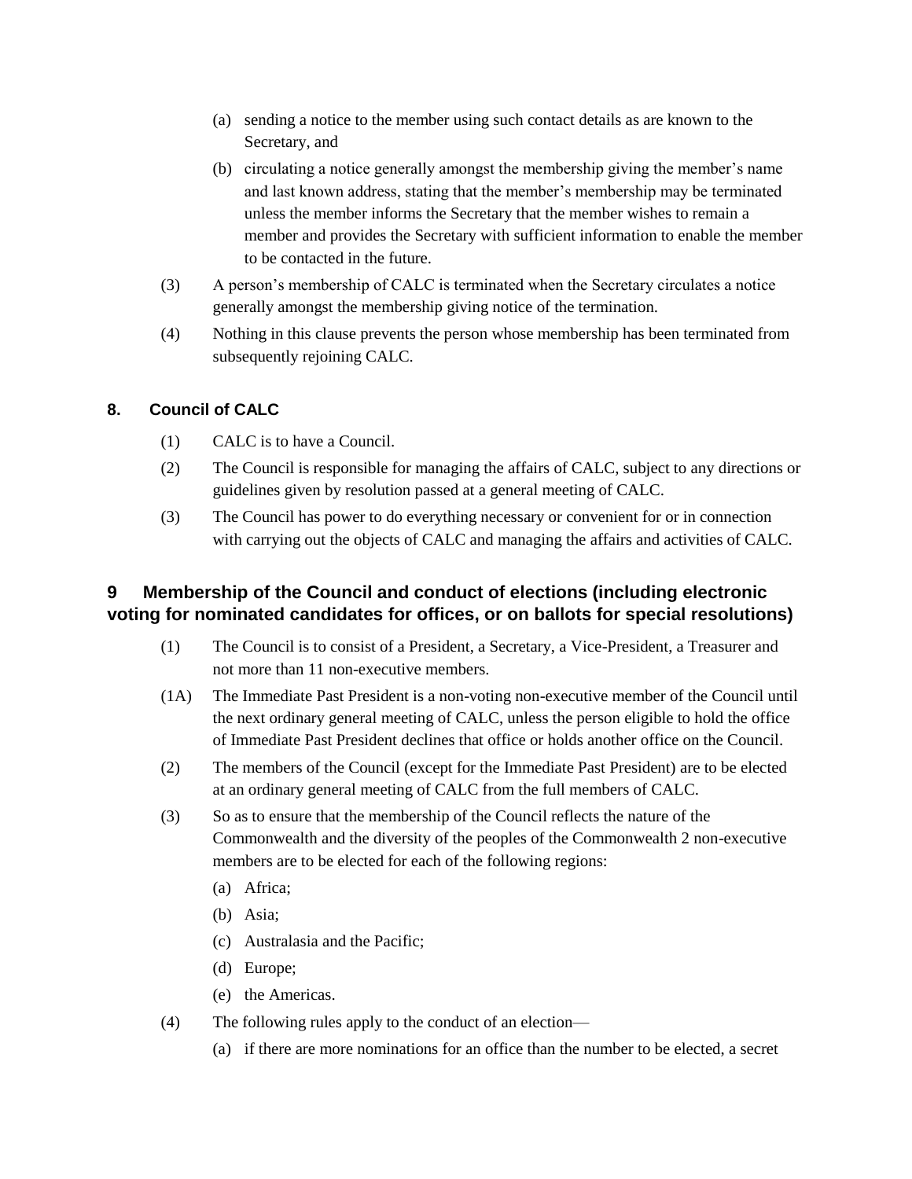(a) sending a notice to the member using such contact details as are known to the Secretary, and

(b) circulating a notice generally amongst the membership giving the member's name and last known address, stating that the member's membership may be terminated unless the member informs the Secretary that the member wishes to remain a member and provides the Secretary with sufficient information to enable the member to be contacted in the future.

(3) A person's membership of CALC is terminated when the Secretary circulates a notice generally amongst the membership giving notice of the termination.

(4) Nothing in this clause prevents the person whose membership has been terminated from subsequently rejoining CALC.

### 8. Council of CALC

(1) CALC is to have a Council.

(2) The Council is responsible for managing the affairs of CALC, subject to any directions or guidelines given by resolution passed at a general meeting of CALC.

(3) The Council has power to do everything necessary or convenient for or in connection with carrying out the objects of CALC and managing the affairs and activities of CALC.

### 9 Membership of the Council and conduct of elections (including electronic voting for nominated candidates for offices, or on ballots for special resolutions)

(1) The Council is to consist of a President, a Secretary, a Vice-President, a Treasurer and not more than 11 non-executive members.

(1A) The Immediate Past President is a non-voting non-executive member of the Council until the next ordinary general meeting of CALC, unless the person eligible to hold the office of Immediate Past President declines that office or holds another office on the Council.

(2) The members of the Council (except for the Immediate Past President) are to be elected at an ordinary general meeting of CALC from the full members of CALC.

(3) So as to ensure that the membership of the Council reflects the nature of the Commonwealth and the diversity of the peoples of the Commonwealth 2 non-executive members are to be elected for each of the following regions:

(a) Africa;

(b) Asia;

(c) Australasia and the Pacific;

(d) Europe;

(e) the Americas.

(4) The following rules apply to the conduct of an election—

(a) if there are more nominations for an office than the number to be elected, a secret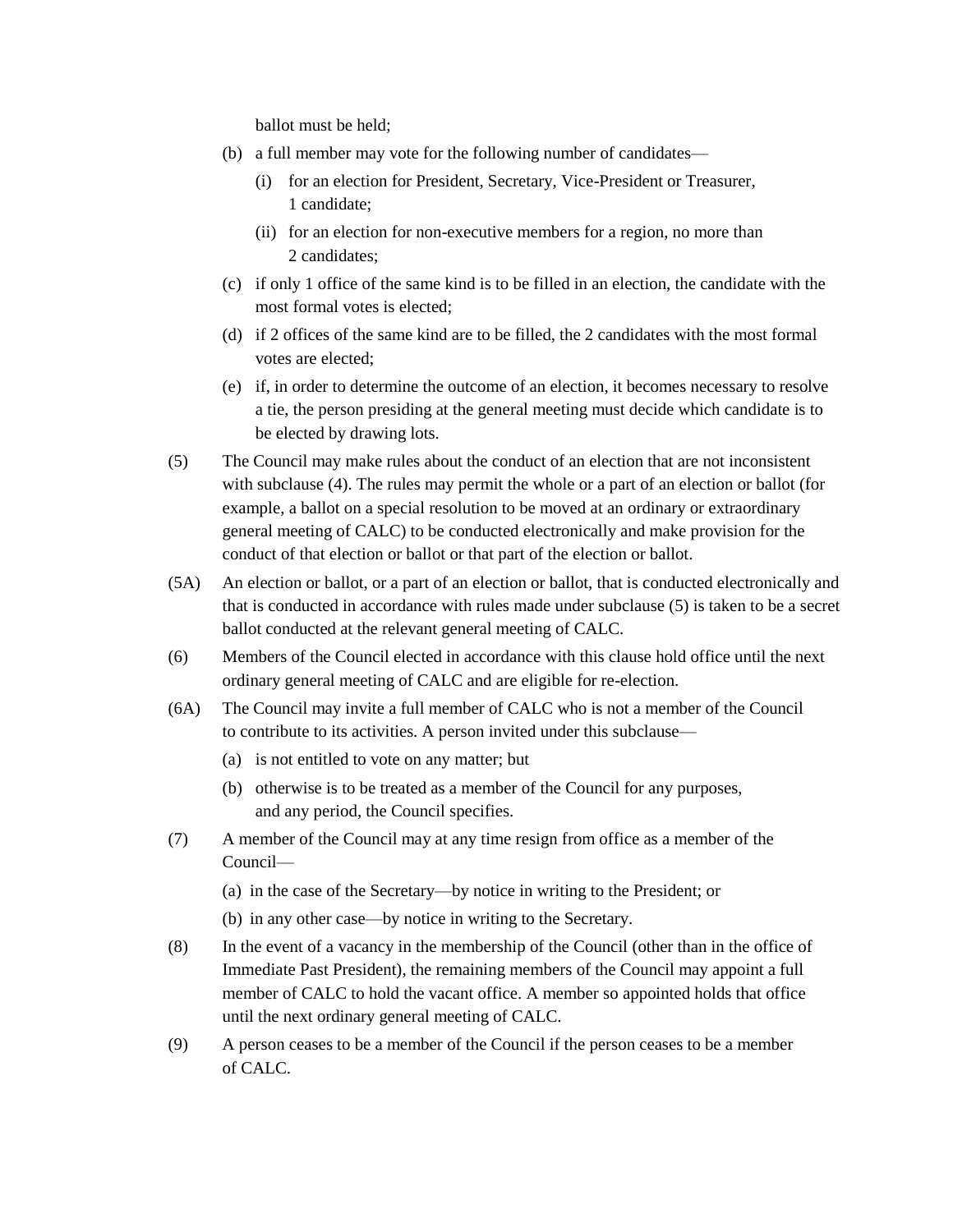ballot must be held;

(b) a full member may vote for the following number of candidates—

(i) for an election for President, Secretary, Vice-President or Treasurer, 1 candidate;

(ii) for an election for non-executive members for a region, no more than 2 candidates;

(c) if only 1 office of the same kind is to be filled in an election, the candidate with the most formal votes is elected;

(d) if 2 offices of the same kind are to be filled, the 2 candidates with the most formal votes are elected;

(e) if, in order to determine the outcome of an election, it becomes necessary to resolve a tie, the person presiding at the general meeting must decide which candidate is to be elected by drawing lots.

(5) The Council may make rules about the conduct of an election that are not inconsistent with subclause (4). The rules may permit the whole or a part of an election or ballot (for example, a ballot on a special resolution to be moved at an ordinary or extraordinary general meeting of CALC) to be conducted electronically and make provision for the conduct of that election or ballot or that part of the election or ballot.

(5A) An election or ballot, or a part of an election or ballot, that is conducted electronically and that is conducted in accordance with rules made under subclause (5) is taken to be a secret ballot conducted at the relevant general meeting of CALC.

(6) Members of the Council elected in accordance with this clause hold office until the next ordinary general meeting of CALC and are eligible for re-election.

(6A) The Council may invite a full member of CALC who is not a member of the Council to contribute to its activities. A person invited under this subclause—

(a) is not entitled to vote on any matter; but

(b) otherwise is to be treated as a member of the Council for any purposes, and any period, the Council specifies.

(7) A member of the Council may at any time resign from office as a member of the Council—

(a) in the case of the Secretary—by notice in writing to the President; or

(b) in any other case—by notice in writing to the Secretary.

(8) In the event of a vacancy in the membership of the Council (other than in the office of Immediate Past President), the remaining members of the Council may appoint a full member of CALC to hold the vacant office. A member so appointed holds that office until the next ordinary general meeting of CALC.

(9) A person ceases to be a member of the Council if the person ceases to be a member of CALC.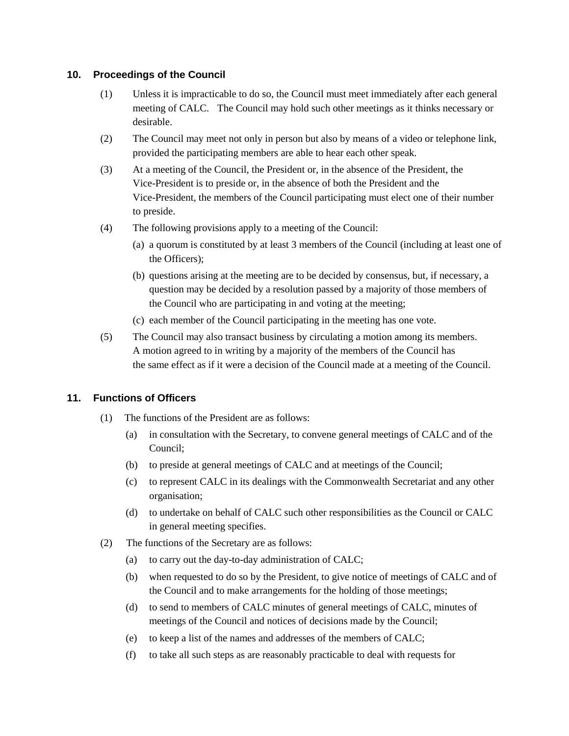## 10. Proceedings of the Council

(1) Unless it is impracticable to do so, the Council must meet immediately after each general meeting of CALC. The Council may hold such other meetings as it thinks necessary or desirable.

(2) The Council may meet not only in person but also by means of a video or telephone link, provided the participating members are able to hear each other speak.

(3) At a meeting of the Council, the President or, in the absence of the President, the Vice-President is to preside or, in the absence of both the President and the Vice-President, the members of the Council participating must elect one of their number to preside.

(4) The following provisions apply to a meeting of the Council:

(a) a quorum is constituted by at least 3 members of the Council (including at least one of the Officers);

(b) questions arising at the meeting are to be decided by consensus, but, if necessary, a question may be decided by a resolution passed by a majority of those members of the Council who are participating in and voting at the meeting;

(c) each member of the Council participating in the meeting has one vote.

(5) The Council may also transact business by circulating a motion among its members. A motion agreed to in writing by a majority of the members of the Council has the same effect as if it were a decision of the Council made at a meeting of the Council.

## 11. Functions of Officers

(1) The functions of the President are as follows:

(a) in consultation with the Secretary, to convene general meetings of CALC and of the Council;

(b) to preside at general meetings of CALC and at meetings of the Council;

(c) to represent CALC in its dealings with the Commonwealth Secretariat and any other organisation;

(d) to undertake on behalf of CALC such other responsibilities as the Council or CALC in general meeting specifies.

(2) The functions of the Secretary are as follows:

(a) to carry out the day-to-day administration of CALC;

(b) when requested to do so by the President, to give notice of meetings of CALC and of the Council and to make arrangements for the holding of those meetings;

(d) to send to members of CALC minutes of general meetings of CALC, minutes of meetings of the Council and notices of decisions made by the Council;

(e) to keep a list of the names and addresses of the members of CALC;

(f) to take all such steps as are reasonably practicable to deal with requests for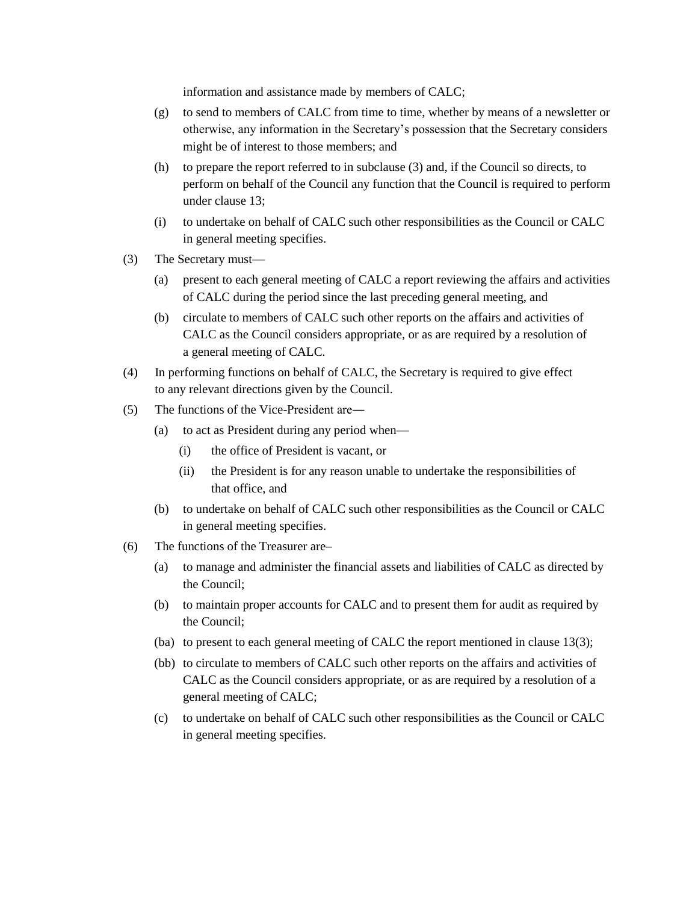information and assistance made by members of CALC;

- (g) to send to members of CALC from time to time, whether by means of a newsletter or otherwise, any information in the Secretary's possession that the Secretary considers might be of interest to those members; and
- (h) to prepare the report referred to in subclause (3) and, if the Council so directs, to perform on behalf of the Council any function that the Council is required to perform under clause 13;
- (i) to undertake on behalf of CALC such other responsibilities as the Council or CALC in general meeting specifies.

(3) The Secretary must—

- (a) present to each general meeting of CALC a report reviewing the affairs and activities of CALC during the period since the last preceding general meeting, and
- (b) circulate to members of CALC such other reports on the affairs and activities of CALC as the Council considers appropriate, or as are required by a resolution of a general meeting of CALC.

(4) In performing functions on behalf of CALC, the Secretary is required to give effect to any relevant directions given by the Council.

(5) The functions of the Vice-President are—

- (a) to act as President during any period when—
  - (i) the office of President is vacant, or
  - (ii) the President is for any reason unable to undertake the responsibilities of that office, and
- (b) to undertake on behalf of CALC such other responsibilities as the Council or CALC in general meeting specifies.

(6) The functions of the Treasurer are–

- (a) to manage and administer the financial assets and liabilities of CALC as directed by the Council;
- (b) to maintain proper accounts for CALC and to present them for audit as required by the Council;
- (ba) to present to each general meeting of CALC the report mentioned in clause 13(3);
- (bb) to circulate to members of CALC such other reports on the affairs and activities of CALC as the Council considers appropriate, or as are required by a resolution of a general meeting of CALC;
- (c) to undertake on behalf of CALC such other responsibilities as the Council or CALC in general meeting specifies.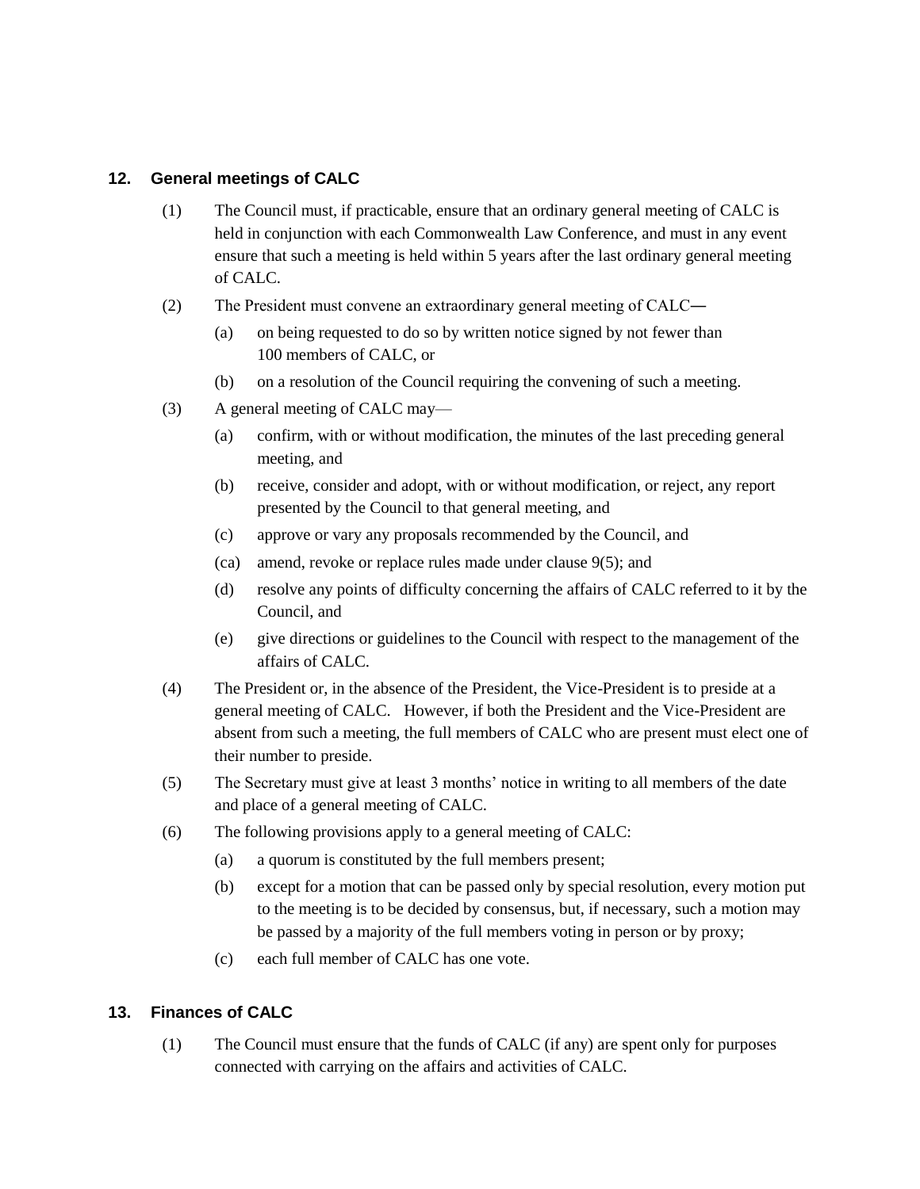## 12. General meetings of CALC

(1) The Council must, if practicable, ensure that an ordinary general meeting of CALC is held in conjunction with each Commonwealth Law Conference, and must in any event ensure that such a meeting is held within 5 years after the last ordinary general meeting of CALC.

(2) The President must convene an extraordinary general meeting of CALC―

- (a) on being requested to do so by written notice signed by not fewer than 100 members of CALC, or
- (b) on a resolution of the Council requiring the convening of such a meeting.

(3) A general meeting of CALC may—

- (a) confirm, with or without modification, the minutes of the last preceding general meeting, and
- (b) receive, consider and adopt, with or without modification, or reject, any report presented by the Council to that general meeting, and
- (c) approve or vary any proposals recommended by the Council, and
- (ca) amend, revoke or replace rules made under clause 9(5); and
- (d) resolve any points of difficulty concerning the affairs of CALC referred to it by the Council, and
- (e) give directions or guidelines to the Council with respect to the management of the affairs of CALC.

(4) The President or, in the absence of the President, the Vice-President is to preside at a general meeting of CALC. However, if both the President and the Vice-President are absent from such a meeting, the full members of CALC who are present must elect one of their number to preside.

(5) The Secretary must give at least 3 months' notice in writing to all members of the date and place of a general meeting of CALC.

(6) The following provisions apply to a general meeting of CALC:

- (a) a quorum is constituted by the full members present;
- (b) except for a motion that can be passed only by special resolution, every motion put to the meeting is to be decided by consensus, but, if necessary, such a motion may be passed by a majority of the full members voting in person or by proxy;
- (c) each full member of CALC has one vote.

## 13. Finances of CALC

(1) The Council must ensure that the funds of CALC (if any) are spent only for purposes connected with carrying on the affairs and activities of CALC.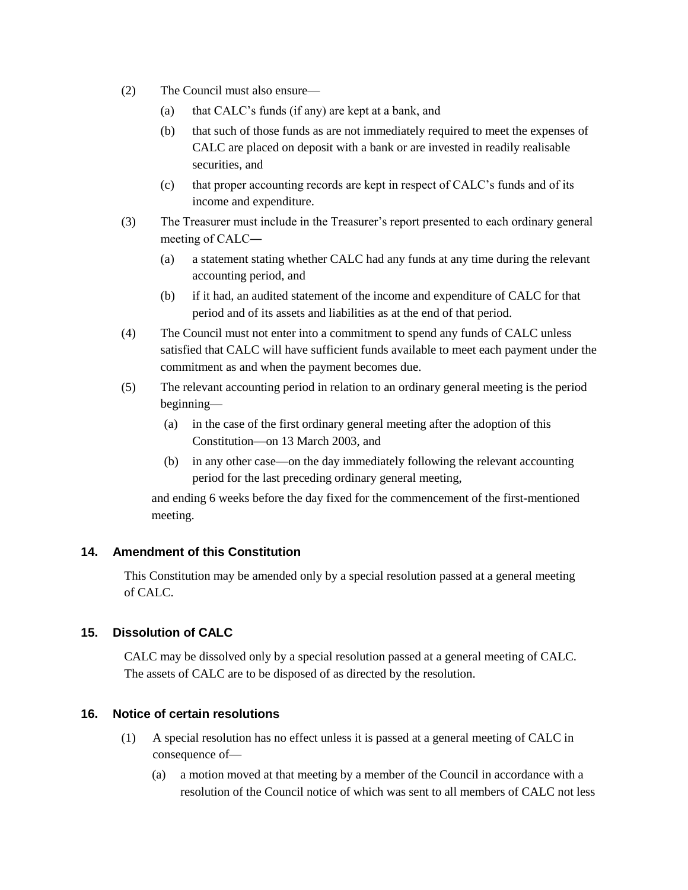(2) The Council must also ensure—

(a) that CALC's funds (if any) are kept at a bank, and

(b) that such of those funds as are not immediately required to meet the expenses of CALC are placed on deposit with a bank or are invested in readily realisable securities, and

(c) that proper accounting records are kept in respect of CALC's funds and of its income and expenditure.

(3) The Treasurer must include in the Treasurer's report presented to each ordinary general meeting of CALC―

(a) a statement stating whether CALC had any funds at any time during the relevant accounting period, and

(b) if it had, an audited statement of the income and expenditure of CALC for that period and of its assets and liabilities as at the end of that period.

(4) The Council must not enter into a commitment to spend any funds of CALC unless satisfied that CALC will have sufficient funds available to meet each payment under the commitment as and when the payment becomes due.

(5) The relevant accounting period in relation to an ordinary general meeting is the period beginning—

(a) in the case of the first ordinary general meeting after the adoption of this Constitution—on 13 March 2003, and

(b) in any other case—on the day immediately following the relevant accounting period for the last preceding ordinary general meeting,

and ending 6 weeks before the day fixed for the commencement of the first-mentioned meeting.

### 14. Amendment of this Constitution

This Constitution may be amended only by a special resolution passed at a general meeting of CALC.

### 15. Dissolution of CALC

CALC may be dissolved only by a special resolution passed at a general meeting of CALC. The assets of CALC are to be disposed of as directed by the resolution.

### 16. Notice of certain resolutions

(1) A special resolution has no effect unless it is passed at a general meeting of CALC in consequence of—

(a) a motion moved at that meeting by a member of the Council in accordance with a resolution of the Council notice of which was sent to all members of CALC not less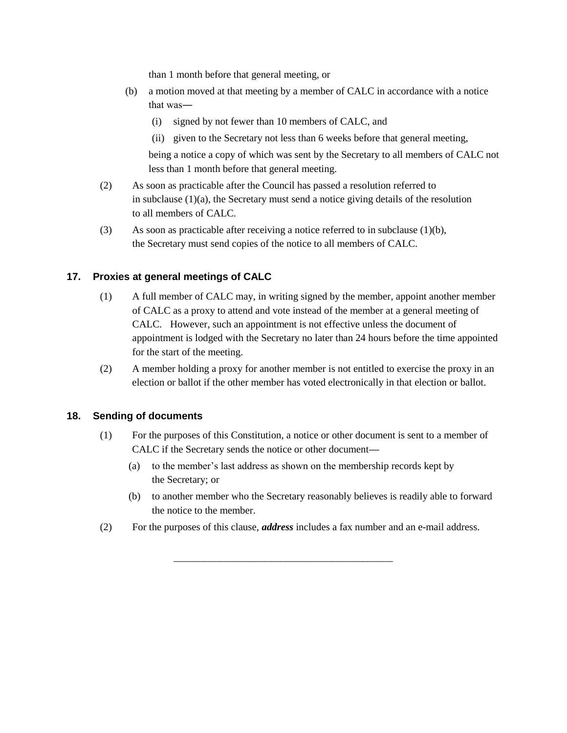than 1 month before that general meeting, or

(b) a motion moved at that meeting by a member of CALC in accordance with a notice that was—

(i) signed by not fewer than 10 members of CALC, and

(ii) given to the Secretary not less than 6 weeks before that general meeting,

being a notice a copy of which was sent by the Secretary to all members of CALC not less than 1 month before that general meeting.

(2) As soon as practicable after the Council has passed a resolution referred to in subclause (1)(a), the Secretary must send a notice giving details of the resolution to all members of CALC.

(3) As soon as practicable after receiving a notice referred to in subclause (1)(b), the Secretary must send copies of the notice to all members of CALC.

## 17. Proxies at general meetings of CALC

(1) A full member of CALC may, in writing signed by the member, appoint another member of CALC as a proxy to attend and vote instead of the member at a general meeting of CALC. However, such an appointment is not effective unless the document of appointment is lodged with the Secretary no later than 24 hours before the time appointed for the start of the meeting.

(2) A member holding a proxy for another member is not entitled to exercise the proxy in an election or ballot if the other member has voted electronically in that election or ballot.

## 18. Sending of documents

(1) For the purposes of this Constitution, a notice or other document is sent to a member of CALC if the Secretary sends the notice or other document—

(a) to the member's last address as shown on the membership records kept by the Secretary; or

(b) to another member who the Secretary reasonably believes is readily able to forward the notice to the member.

(2) For the purposes of this clause, ***address*** includes a fax number and an e-mail address.

---